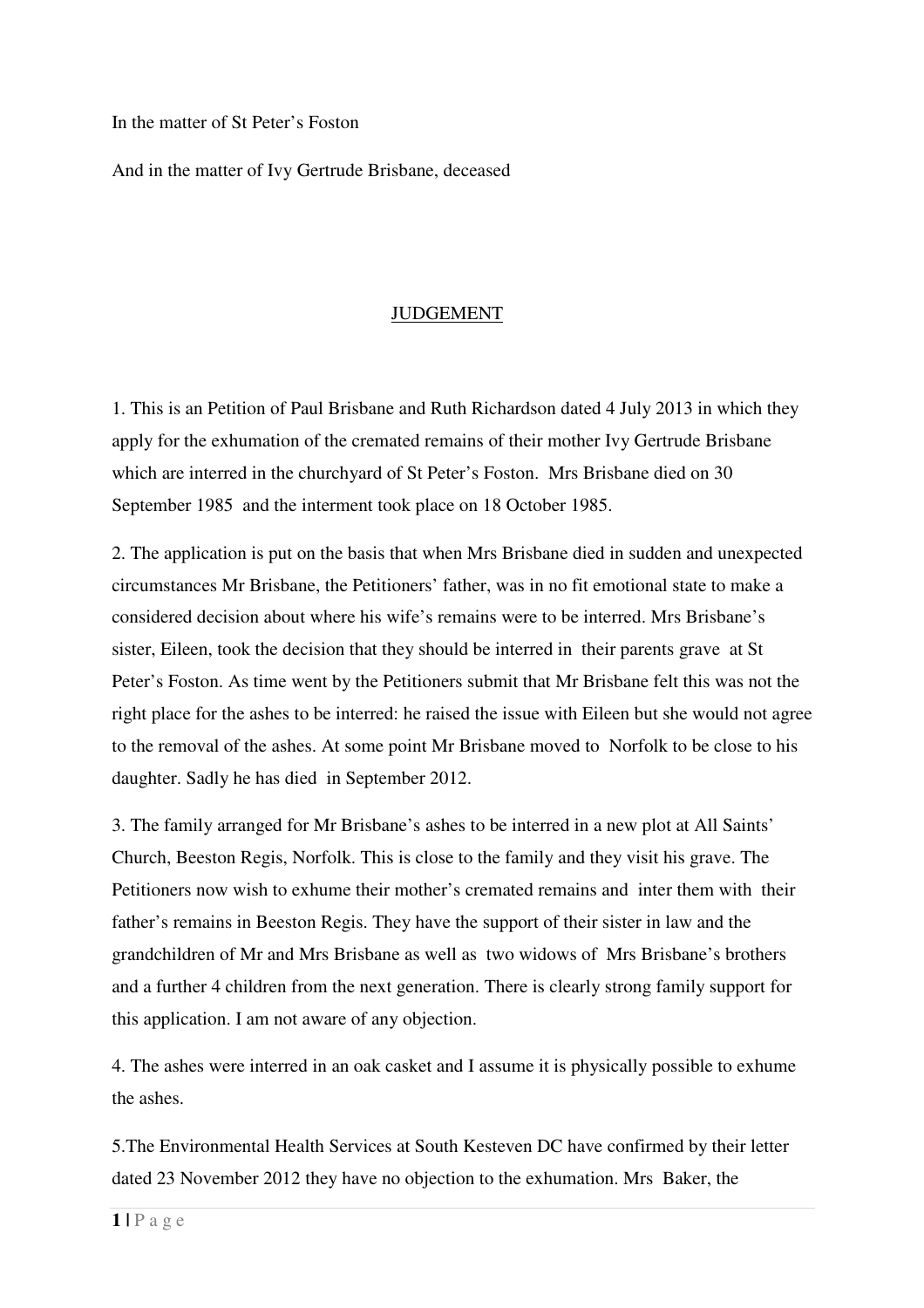In the matter of St Peter's Foston

And in the matter of Ivy Gertrude Brisbane, deceased

## JUDGEMENT

1. This is an Petition of Paul Brisbane and Ruth Richardson dated 4 July 2013 in which they apply for the exhumation of the cremated remains of their mother Ivy Gertrude Brisbane which are interred in the churchyard of St Peter's Foston. Mrs Brisbane died on 30 September 1985 and the interment took place on 18 October 1985.

2. The application is put on the basis that when Mrs Brisbane died in sudden and unexpected circumstances Mr Brisbane, the Petitioners' father, was in no fit emotional state to make a considered decision about where his wife's remains were to be interred. Mrs Brisbane's sister, Eileen, took the decision that they should be interred in their parents grave at St Peter's Foston. As time went by the Petitioners submit that Mr Brisbane felt this was not the right place for the ashes to be interred: he raised the issue with Eileen but she would not agree to the removal of the ashes. At some point Mr Brisbane moved to Norfolk to be close to his daughter. Sadly he has died in September 2012.

3. The family arranged for Mr Brisbane's ashes to be interred in a new plot at All Saints' Church, Beeston Regis, Norfolk. This is close to the family and they visit his grave. The Petitioners now wish to exhume their mother's cremated remains and inter them with their father's remains in Beeston Regis. They have the support of their sister in law and the grandchildren of Mr and Mrs Brisbane as well as two widows of Mrs Brisbane's brothers and a further 4 children from the next generation. There is clearly strong family support for this application. I am not aware of any objection.

4. The ashes were interred in an oak casket and I assume it is physically possible to exhume the ashes.

5.The Environmental Health Services at South Kesteven DC have confirmed by their letter dated 23 November 2012 they have no objection to the exhumation. Mrs Baker, the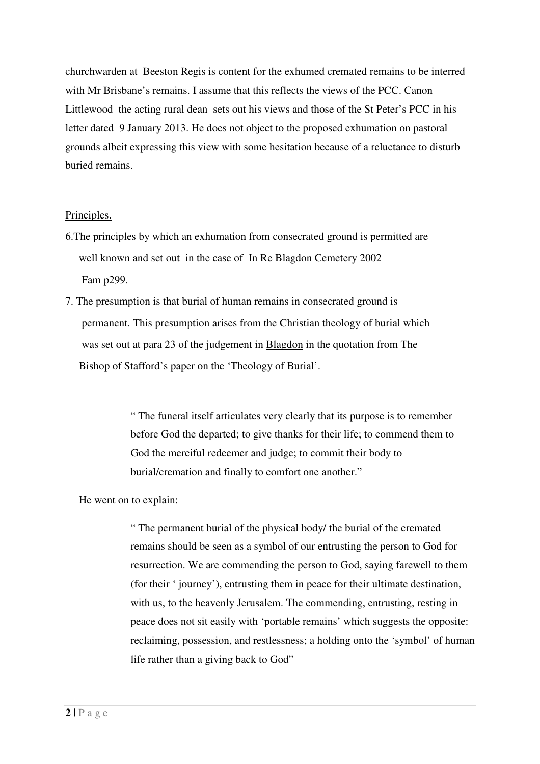churchwarden at Beeston Regis is content for the exhumed cremated remains to be interred with Mr Brisbane's remains. I assume that this reflects the views of the PCC. Canon Littlewood the acting rural dean sets out his views and those of the St Peter's PCC in his letter dated 9 January 2013. He does not object to the proposed exhumation on pastoral grounds albeit expressing this view with some hesitation because of a reluctance to disturb buried remains.

Principles.

6. The principles by which an exhumation from consecrated ground is permitted are well known and set out in the case of In Re Blagdon Cemetery 2002 Fam p299.

7. The presumption is that burial of human remains in consecrated ground is permanent. This presumption arises from the Christian theology of burial which was set out at para 23 of the judgement in Blagdon in the quotation from The Bishop of Stafford's paper on the 'Theology of Burial'.

> " The funeral itself articulates very clearly that its purpose is to remember before God the departed; to give thanks for their life; to commend them to God the merciful redeemer and judge; to commit their body to burial/cremation and finally to comfort one another."

He went on to explain:

> " The permanent burial of the physical body/ the burial of the cremated remains should be seen as a symbol of our entrusting the person to God for resurrection. We are commending the person to God, saying farewell to them (for their ' journey'), entrusting them in peace for their ultimate destination, with us, to the heavenly Jerusalem. The commending, entrusting, resting in peace does not sit easily with 'portable remains' which suggests the opposite: reclaiming, possession, and restlessness; a holding onto the 'symbol' of human life rather than a giving back to God"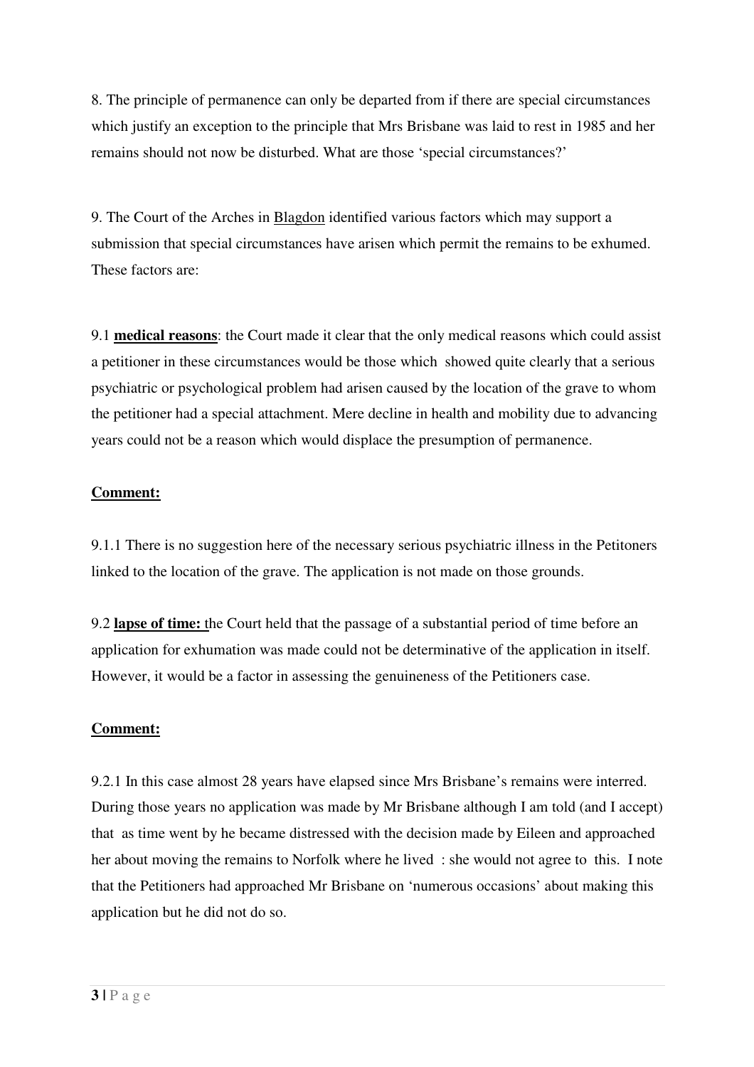8. The principle of permanence can only be departed from if there are special circumstances which justify an exception to the principle that Mrs Brisbane was laid to rest in 1985 and her remains should not now be disturbed. What are those 'special circumstances?'

9. The Court of the Arches in Blagdon identified various factors which may support a submission that special circumstances have arisen which permit the remains to be exhumed. These factors are:

9.1 **medical reasons**: the Court made it clear that the only medical reasons which could assist a petitioner in these circumstances would be those which showed quite clearly that a serious psychiatric or psychological problem had arisen caused by the location of the grave to whom the petitioner had a special attachment. Mere decline in health and mobility due to advancing years could not be a reason which would displace the presumption of permanence.

**Comment:**

9.1.1 There is no suggestion here of the necessary serious psychiatric illness in the Petitoners linked to the location of the grave. The application is not made on those grounds.

9.2 **lapse of time:** the Court held that the passage of a substantial period of time before an application for exhumation was made could not be determinative of the application in itself. However, it would be a factor in assessing the genuineness of the Petitioners case.

**Comment:**

9.2.1 In this case almost 28 years have elapsed since Mrs Brisbane's remains were interred. During those years no application was made by Mr Brisbane although I am told (and I accept) that as time went by he became distressed with the decision made by Eileen and approached her about moving the remains to Norfolk where he lived : she would not agree to this. I note that the Petitioners had approached Mr Brisbane on 'numerous occasions' about making this application but he did not do so.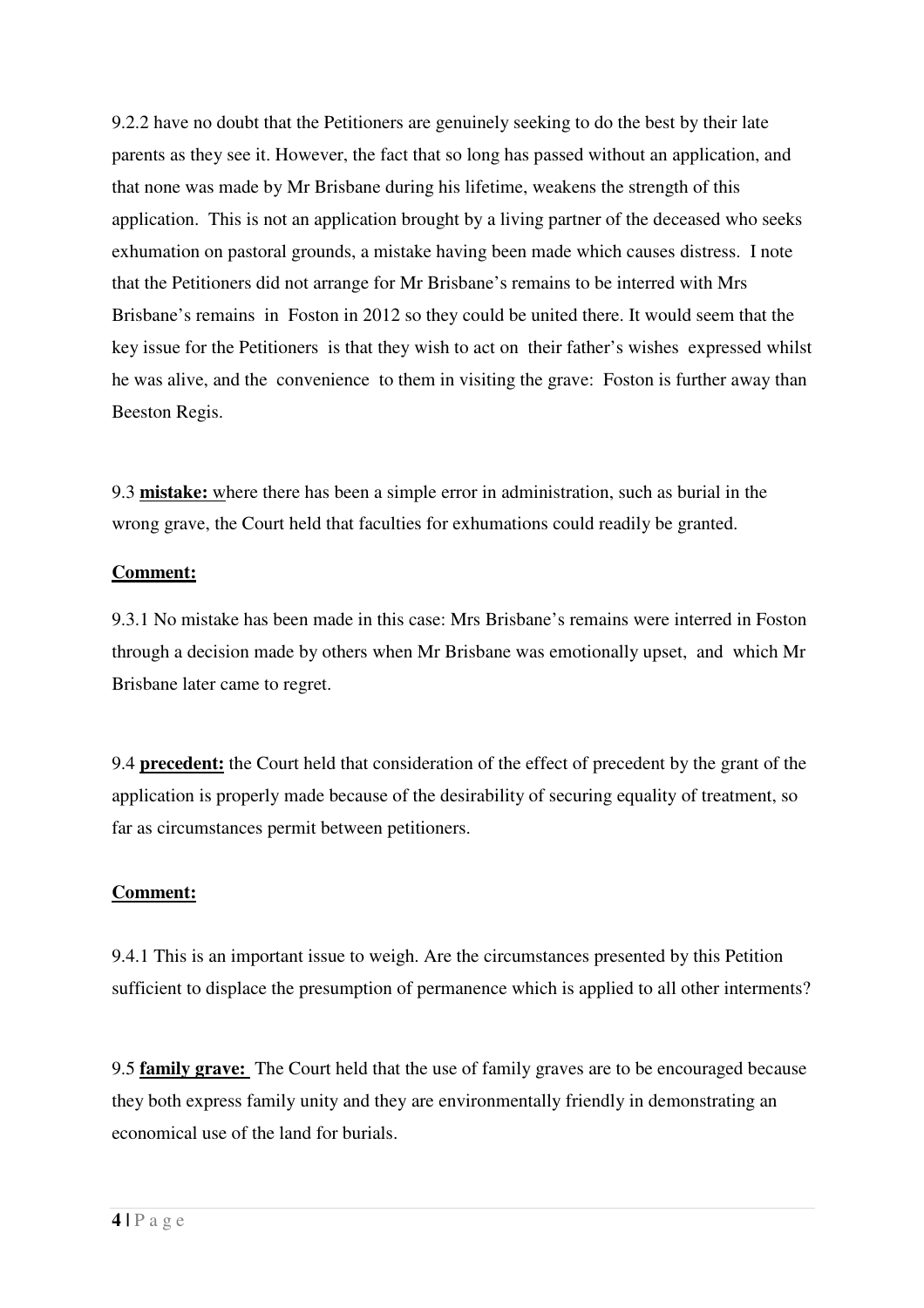9.2.2 have no doubt that the Petitioners are genuinely seeking to do the best by their late parents as they see it. However, the fact that so long has passed without an application, and that none was made by Mr Brisbane during his lifetime, weakens the strength of this application. This is not an application brought by a living partner of the deceased who seeks exhumation on pastoral grounds, a mistake having been made which causes distress. I note that the Petitioners did not arrange for Mr Brisbane's remains to be interred with Mrs Brisbane's remains in Foston in 2012 so they could be united there. It would seem that the key issue for the Petitioners is that they wish to act on their father's wishes expressed whilst he was alive, and the convenience to them in visiting the grave: Foston is further away than Beeston Regis.

9.3 **mistake:** where there has been a simple error in administration, such as burial in the wrong grave, the Court held that faculties for exhumations could readily be granted.

**Comment:**

9.3.1 No mistake has been made in this case: Mrs Brisbane's remains were interred in Foston through a decision made by others when Mr Brisbane was emotionally upset, and which Mr Brisbane later came to regret.

9.4 **precedent:** the Court held that consideration of the effect of precedent by the grant of the application is properly made because of the desirability of securing equality of treatment, so far as circumstances permit between petitioners.

**Comment:**

9.4.1 This is an important issue to weigh. Are the circumstances presented by this Petition sufficient to displace the presumption of permanence which is applied to all other interments?

9.5 **family grave:** The Court held that the use of family graves are to be encouraged because they both express family unity and they are environmentally friendly in demonstrating an economical use of the land for burials.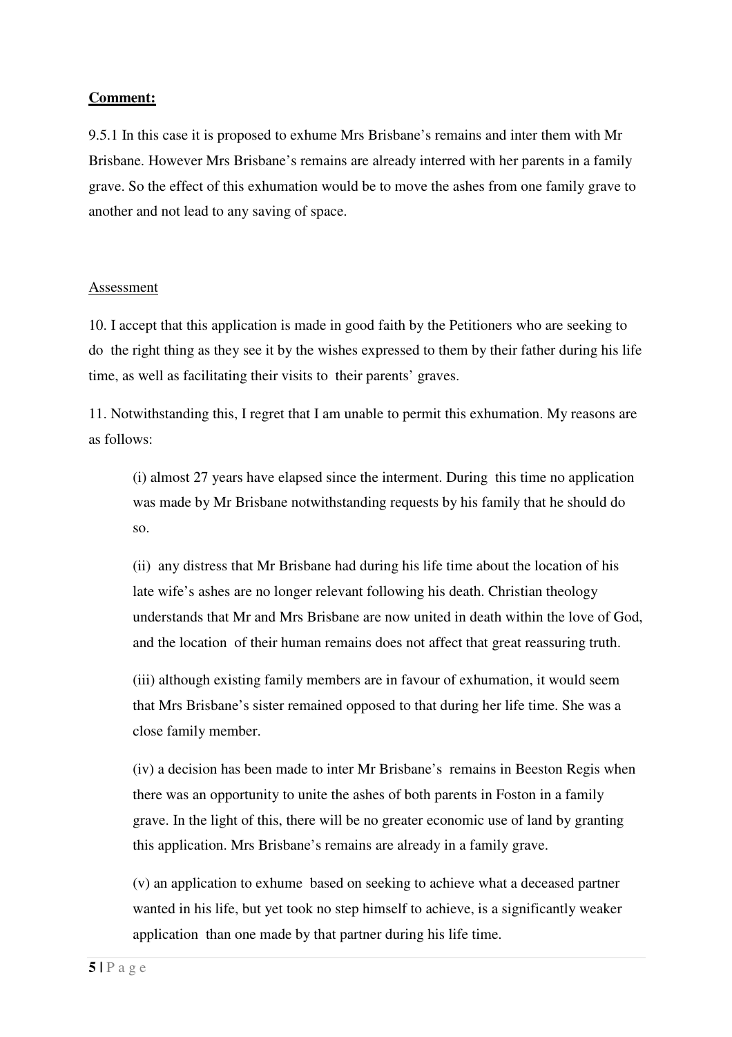**Comment:**

9.5.1 In this case it is proposed to exhume Mrs Brisbane's remains and inter them with Mr Brisbane. However Mrs Brisbane's remains are already interred with her parents in a family grave. So the effect of this exhumation would be to move the ashes from one family grave to another and not lead to any saving of space.

Assessment

10. I accept that this application is made in good faith by the Petitioners who are seeking to do the right thing as they see it by the wishes expressed to them by their father during his life time, as well as facilitating their visits to their parents' graves.

11. Notwithstanding this, I regret that I am unable to permit this exhumation. My reasons are as follows:

(i) almost 27 years have elapsed since the interment. During this time no application was made by Mr Brisbane notwithstanding requests by his family that he should do so.

(ii) any distress that Mr Brisbane had during his life time about the location of his late wife's ashes are no longer relevant following his death. Christian theology understands that Mr and Mrs Brisbane are now united in death within the love of God, and the location of their human remains does not affect that great reassuring truth.

(iii) although existing family members are in favour of exhumation, it would seem that Mrs Brisbane's sister remained opposed to that during her life time. She was a close family member.

(iv) a decision has been made to inter Mr Brisbane's remains in Beeston Regis when there was an opportunity to unite the ashes of both parents in Foston in a family grave. In the light of this, there will be no greater economic use of land by granting this application. Mrs Brisbane's remains are already in a family grave.

(v) an application to exhume based on seeking to achieve what a deceased partner wanted in his life, but yet took no step himself to achieve, is a significantly weaker application than one made by that partner during his life time.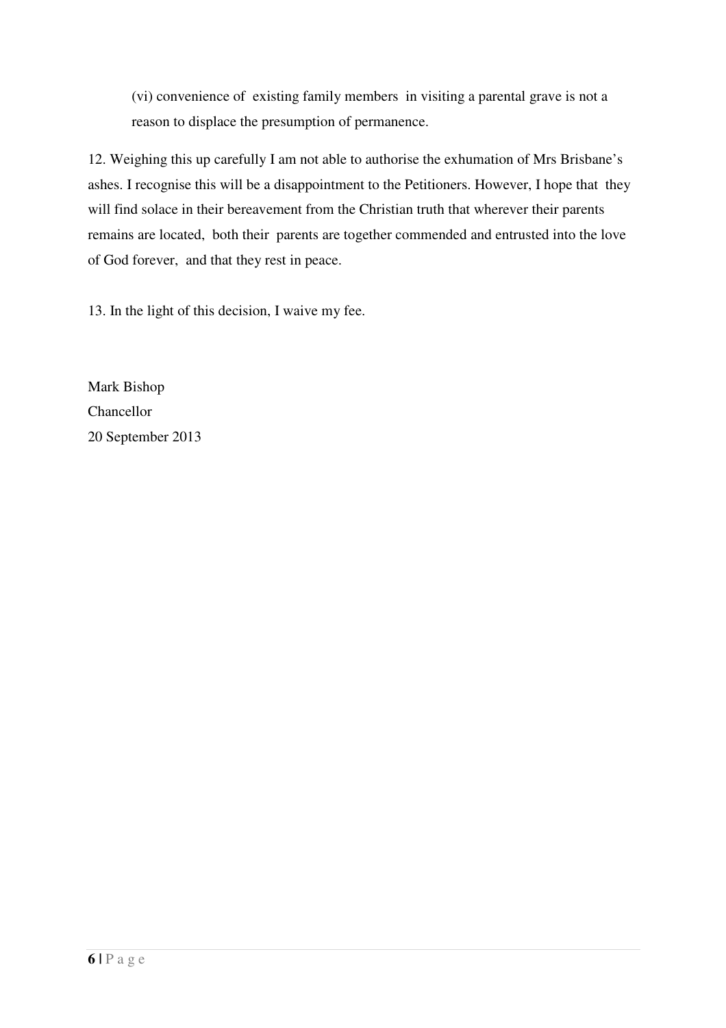(vi) convenience of existing family members in visiting a parental grave is not a reason to displace the presumption of permanence.

12. Weighing this up carefully I am not able to authorise the exhumation of Mrs Brisbane's ashes. I recognise this will be a disappointment to the Petitioners. However, I hope that they will find solace in their bereavement from the Christian truth that wherever their parents remains are located, both their parents are together commended and entrusted into the love of God forever, and that they rest in peace.

13. In the light of this decision, I waive my fee.

Mark Bishop
Chancellor
20 September 2013